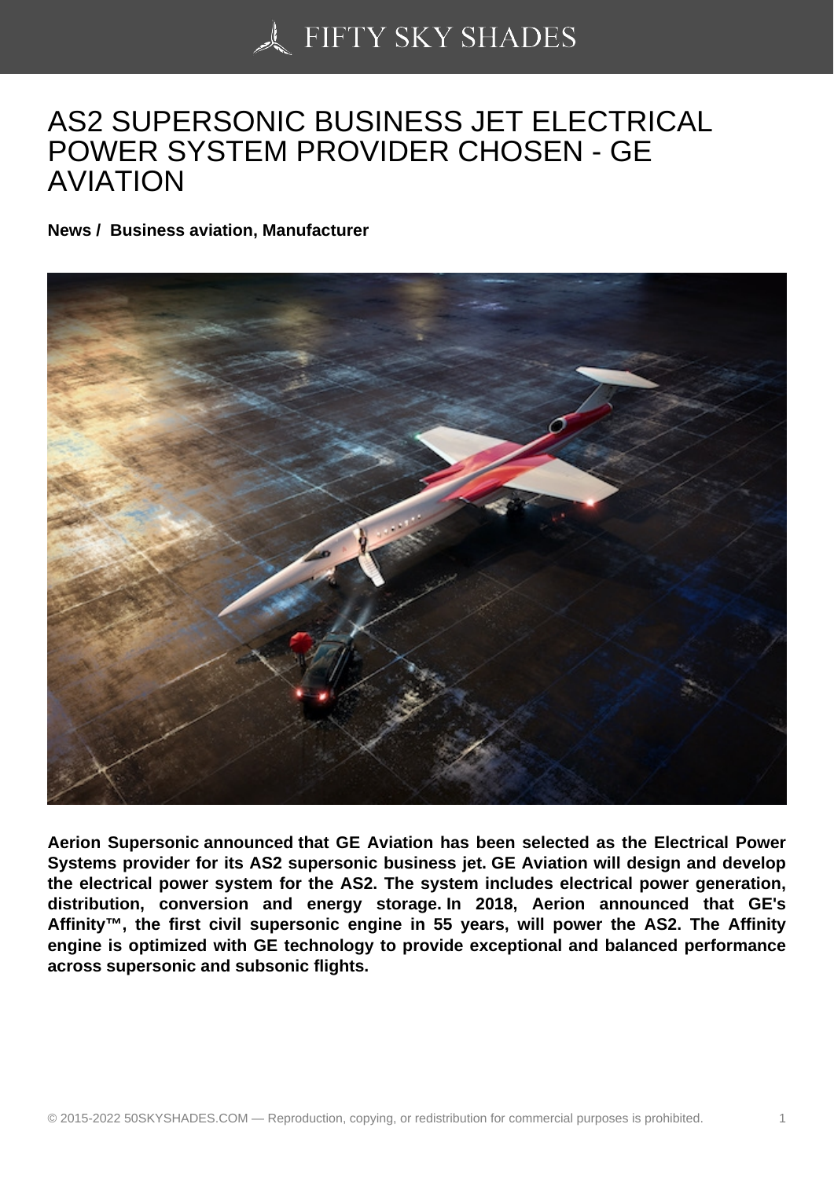# AS2 SUPERSONIC BUSINESS JET ELECTRICAL POWER SYSTEM PROVIDER CHOSEN - GE AVIATION

**News / Business aviation, Manufacturer**

**Aerion Supersonic announced that GE Aviation has been selected as the Electrical Power Systems provider for its AS2 supersonic business jet. GE Aviation will design and develop the electrical power system for the AS2. The system includes electrical power generation, distribution, conversion and energy storage. In 2018, Aerion announced that GE's Affinity™, the first civil supersonic engine in 55 years, will power the AS2. The Affinity engine is optimized with GE technology to provide exceptional and balanced performance across supersonic and subsonic flights.**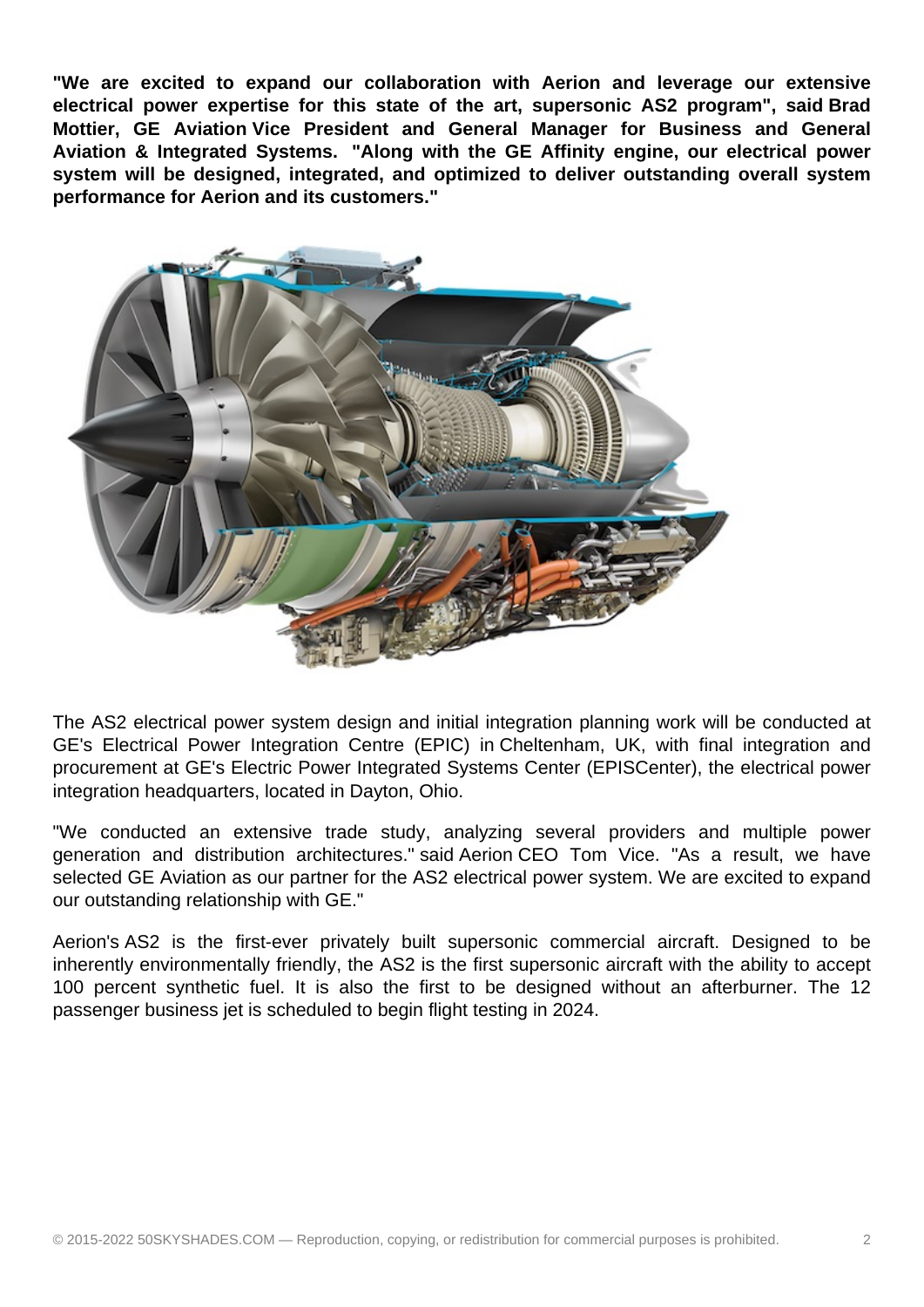**"We are excited to expand our collaboration with Aerion and leverage our extensive electrical power expertise for this state of the art, supersonic AS2 program", said Brad Mottier, GE Aviation Vice President and General Manager for Business and General Aviation & Integrated Systems. "Along with the GE Affinity engine, our electrical power system will be designed, integrated, and optimized to deliver outstanding overall system performance for Aerion and its customers."**

The AS2 electrical power system design and initial integration planning work will be conducted at GE's Electrical Power Integration Centre (EPIC) in Cheltenham, UK, with final integration and procurement at GE's Electric Power Integrated Systems Center (EPISCenter), the electrical power integration headquarters, located in Dayton, Ohio.

"We conducted an extensive trade study, analyzing several providers and multiple power generation and distribution architectures." said Aerion CEO Tom Vice. "As a result, we have selected GE Aviation as our partner for the AS2 electrical power system. We are excited to expand our outstanding relationship with GE."

Aerion's AS2 is the first-ever privately built supersonic commercial aircraft. Designed to be inherently environmentally friendly, the AS2 is the first supersonic aircraft with the ability to accept 100 percent synthetic fuel. It is also the first to be designed without an afterburner. The 12 passenger business jet is scheduled to begin flight testing in 2024.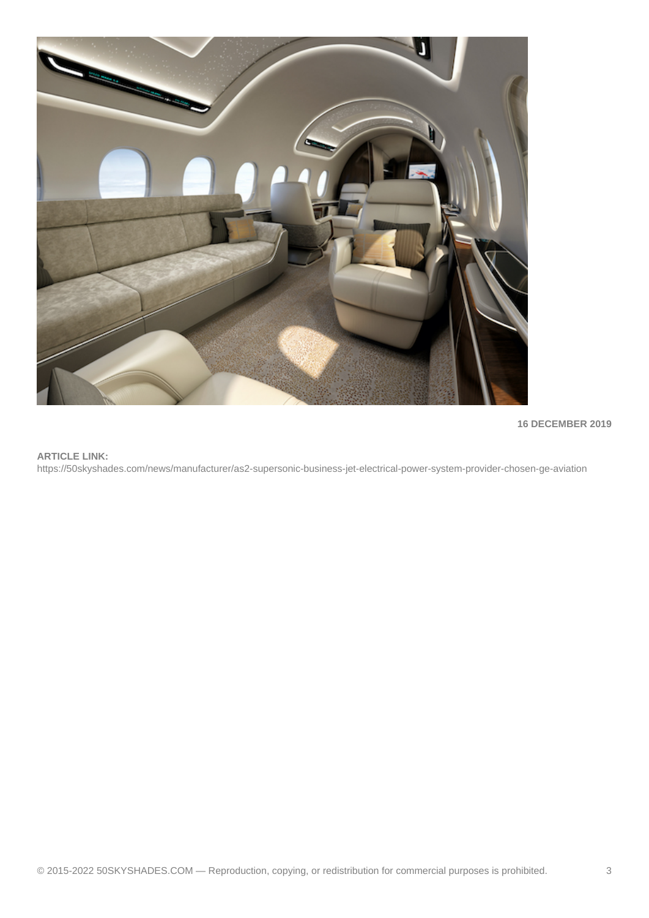**16 DECEMBER 2019**

**ARTICLE LINK:**
https://50skyshades.com/news/manufacturer/as2-supersonic-business-jet-electrical-power-system-provider-chosen-ge-aviation

© 2015-2022 50SKYSHADES.COM — Reproduction, copying, or redistribution for commercial purposes is prohibited.